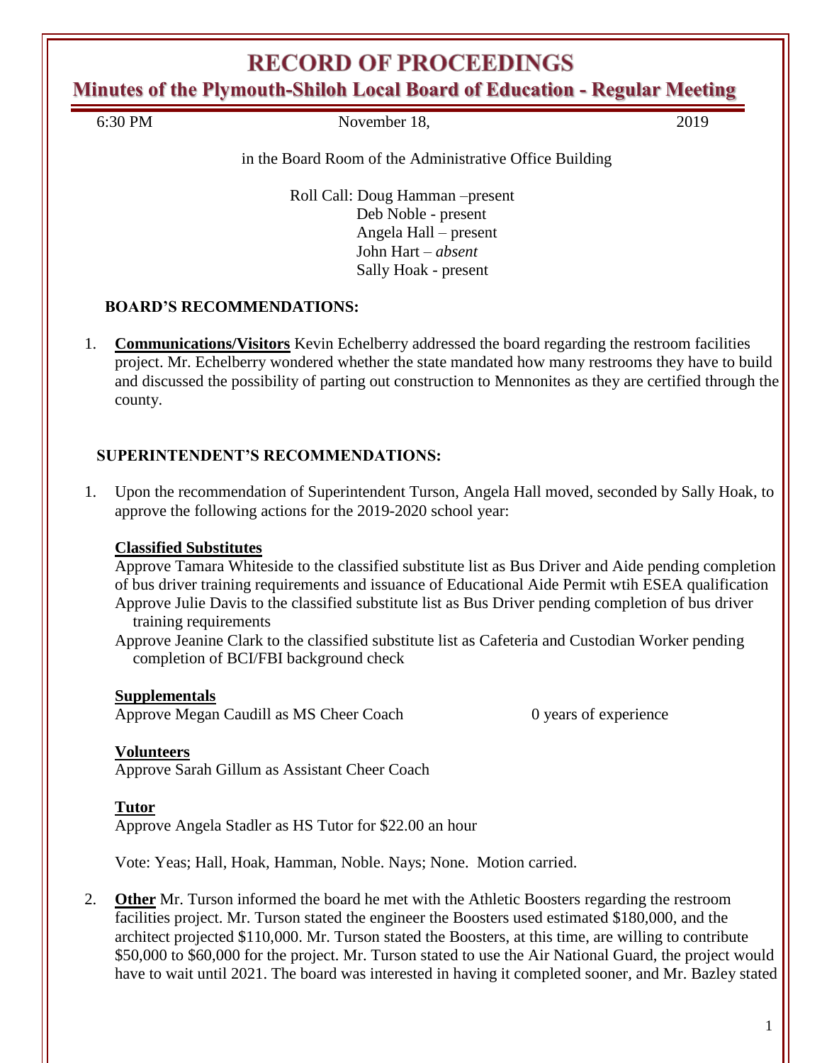# RECORD OF PROCEEDINGS

## Minutes of the Plymouth-Shiloh Local Board of Education - Regular Meeting

6:30 PM November 18, 2019

in the Board Room of the Administrative Office Building

Roll Call: Doug Hamman –present
Deb Noble - present
Angela Hall – present
John Hart – *absent*
Sally Hoak - present

**BOARD'S RECOMMENDATIONS:**

1. **Communications/Visitors** Kevin Echelberry addressed the board regarding the restroom facilities project. Mr. Echelberry wondered whether the state mandated how many restrooms they have to build and discussed the possibility of parting out construction to Mennonites as they are certified through the county.

**SUPERINTENDENT'S RECOMMENDATIONS:**

1. Upon the recommendation of Superintendent Turson, Angela Hall moved, seconded by Sally Hoak, to approve the following actions for the 2019-2020 school year:

   **Classified Substitutes**
   Approve Tamara Whiteside to the classified substitute list as Bus Driver and Aide pending completion of bus driver training requirements and issuance of Educational Aide Permit wtih ESEA qualification
   Approve Julie Davis to the classified substitute list as Bus Driver pending completion of bus driver training requirements
   Approve Jeanine Clark to the classified substitute list as Cafeteria and Custodian Worker pending completion of BCI/FBI background check

   **Supplementals**
   Approve Megan Caudill as MS Cheer Coach 0 years of experience

   **Volunteers**
   Approve Sarah Gillum as Assistant Cheer Coach

   **Tutor**
   Approve Angela Stadler as HS Tutor for $22.00 an hour

   Vote: Yeas; Hall, Hoak, Hamman, Noble. Nays; None. Motion carried.

2. **Other** Mr. Turson informed the board he met with the Athletic Boosters regarding the restroom facilities project. Mr. Turson stated the engineer the Boosters used estimated $180,000, and the architect projected $110,000. Mr. Turson stated the Boosters, at this time, are willing to contribute $50,000 to $60,000 for the project. Mr. Turson stated to use the Air National Guard, the project would have to wait until 2021. The board was interested in having it completed sooner, and Mr. Bazley stated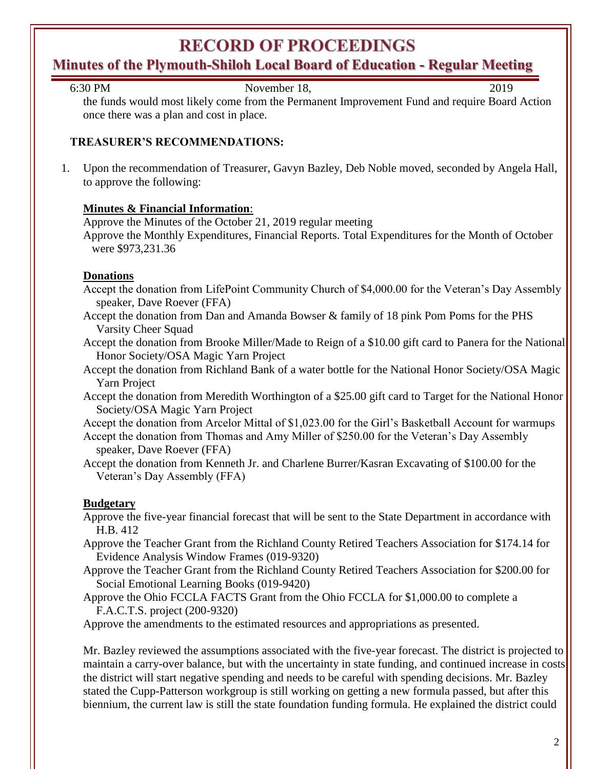the funds would most likely come from the Permanent Improvement Fund and require Board Action once there was a plan and cost in place.

**TREASURER'S RECOMMENDATIONS:**

1. Upon the recommendation of Treasurer, Gavyn Bazley, Deb Noble moved, seconded by Angela Hall, to approve the following:

**Minutes & Financial Information**:

Approve the Minutes of the October 21, 2019 regular meeting

Approve the Monthly Expenditures, Financial Reports. Total Expenditures for the Month of October were $973,231.36

**Donations**

Accept the donation from LifePoint Community Church of $4,000.00 for the Veteran's Day Assembly speaker, Dave Roever (FFA)

Accept the donation from Dan and Amanda Bowser & family of 18 pink Pom Poms for the PHS Varsity Cheer Squad

Accept the donation from Brooke Miller/Made to Reign of a $10.00 gift card to Panera for the National Honor Society/OSA Magic Yarn Project

Accept the donation from Richland Bank of a water bottle for the National Honor Society/OSA Magic Yarn Project

Accept the donation from Meredith Worthington of a $25.00 gift card to Target for the National Honor Society/OSA Magic Yarn Project

Accept the donation from Arcelor Mittal of $1,023.00 for the Girl's Basketball Account for warmups

Accept the donation from Thomas and Amy Miller of $250.00 for the Veteran's Day Assembly speaker, Dave Roever (FFA)

Accept the donation from Kenneth Jr. and Charlene Burrer/Kasran Excavating of $100.00 for the Veteran's Day Assembly (FFA)

**Budgetary**

Approve the five-year financial forecast that will be sent to the State Department in accordance with H.B. 412

Approve the Teacher Grant from the Richland County Retired Teachers Association for $174.14 for Evidence Analysis Window Frames (019-9320)

Approve the Teacher Grant from the Richland County Retired Teachers Association for $200.00 for Social Emotional Learning Books (019-9420)

Approve the Ohio FCCLA FACTS Grant from the Ohio FCCLA for $1,000.00 to complete a F.A.C.T.S. project (200-9320)

Approve the amendments to the estimated resources and appropriations as presented.

Mr. Bazley reviewed the assumptions associated with the five-year forecast. The district is projected to maintain a carry-over balance, but with the uncertainty in state funding, and continued increase in costs the district will start negative spending and needs to be careful with spending decisions. Mr. Bazley stated the Cupp-Patterson workgroup is still working on getting a new formula passed, but after this biennium, the current law is still the state foundation funding formula. He explained the district could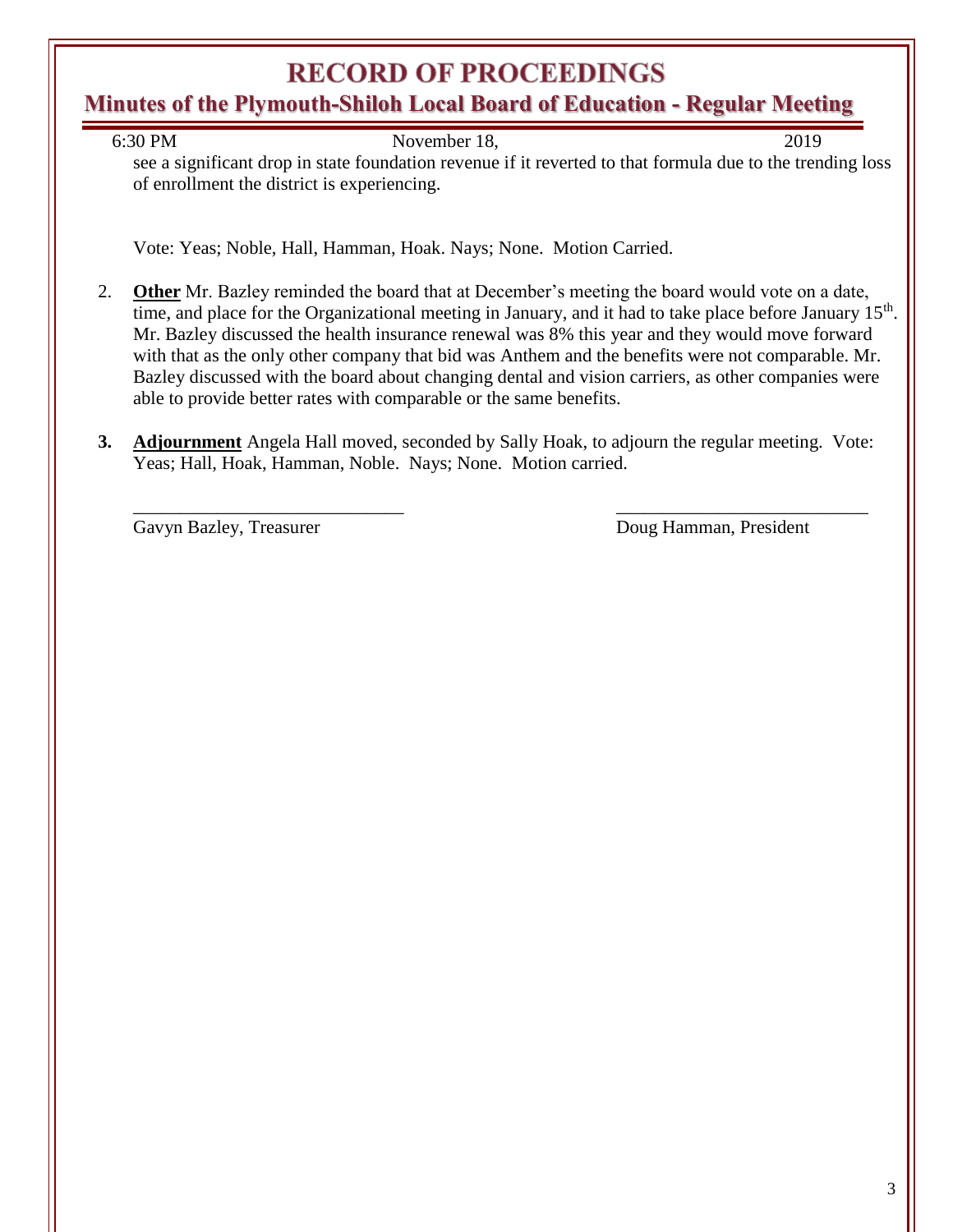see a significant drop in state foundation revenue if it reverted to that formula due to the trending loss of enrollment the district is experiencing.

Vote: Yeas; Noble, Hall, Hamman, Hoak. Nays; None. Motion Carried.

2. **Other** Mr. Bazley reminded the board that at December's meeting the board would vote on a date, time, and place for the Organizational meeting in January, and it had to take place before January 15th. Mr. Bazley discussed the health insurance renewal was 8% this year and they would move forward with that as the only other company that bid was Anthem and the benefits were not comparable. Mr. Bazley discussed with the board about changing dental and vision carriers, as other companies were able to provide better rates with comparable or the same benefits.

3. **Adjournment** Angela Hall moved, seconded by Sally Hoak, to adjourn the regular meeting. Vote: Yeas; Hall, Hoak, Hamman, Noble. Nays; None. Motion carried.

_____________________________ Gavyn Bazley, Treasurer

_____________________________ Doug Hamman, President